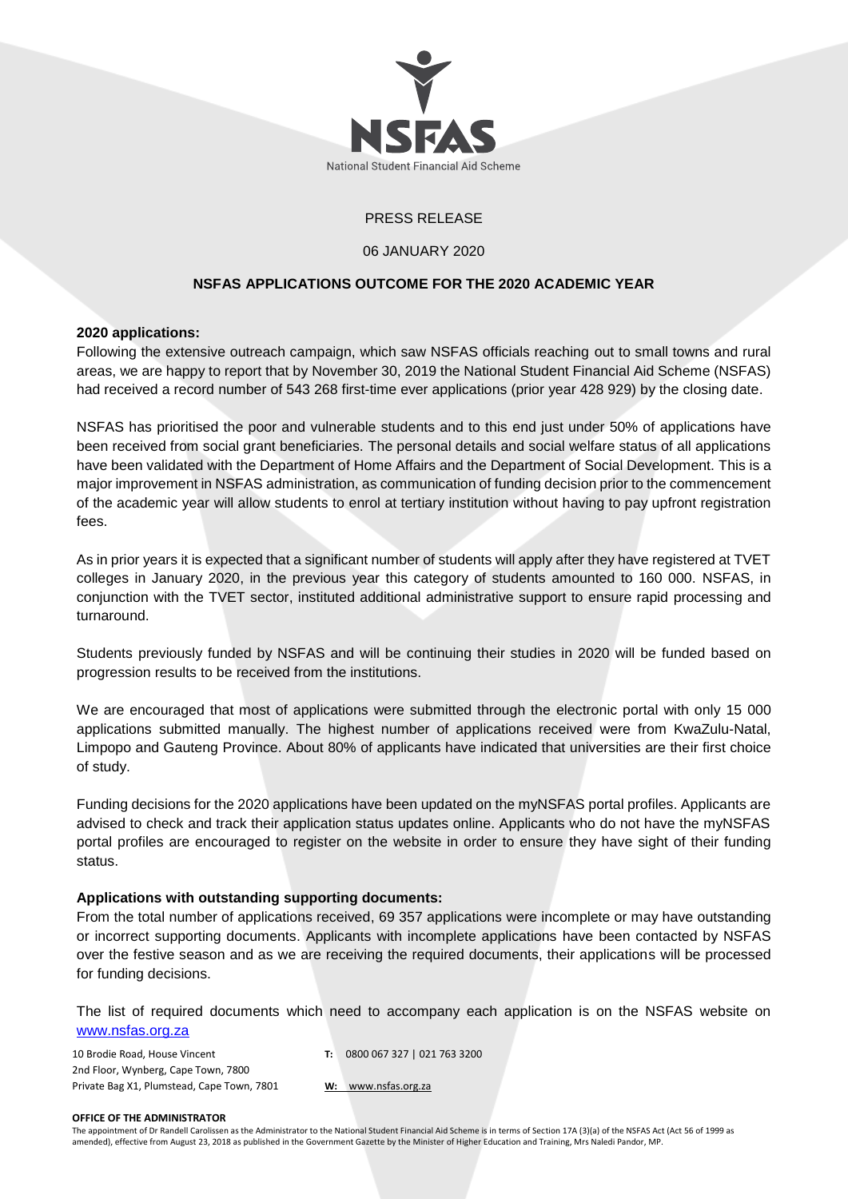NSFAS

National Student Financial Aid Scheme

PRESS RELEASE

06 JANUARY 2020

**NSFAS APPLICATIONS OUTCOME FOR THE 2020 ACADEMIC YEAR**

**2020 applications:**

Following the extensive outreach campaign, which saw NSFAS officials reaching out to small towns and rural areas, we are happy to report that by November 30, 2019 the National Student Financial Aid Scheme (NSFAS) had received a record number of 543 268 first-time ever applications (prior year 428 929) by the closing date.

NSFAS has prioritised the poor and vulnerable students and to this end just under 50% of applications have been received from social grant beneficiaries. The personal details and social welfare status of all applications have been validated with the Department of Home Affairs and the Department of Social Development. This is a major improvement in NSFAS administration, as communication of funding decision prior to the commencement of the academic year will allow students to enrol at tertiary institution without having to pay upfront registration fees.

As in prior years it is expected that a significant number of students will apply after they have registered at TVET colleges in January 2020, in the previous year this category of students amounted to 160 000. NSFAS, in conjunction with the TVET sector, instituted additional administrative support to ensure rapid processing and turnaround.

Students previously funded by NSFAS and will be continuing their studies in 2020 will be funded based on progression results to be received from the institutions.

We are encouraged that most of applications were submitted through the electronic portal with only 15 000 applications submitted manually. The highest number of applications received were from KwaZulu-Natal, Limpopo and Gauteng Province. About 80% of applicants have indicated that universities are their first choice of study.

Funding decisions for the 2020 applications have been updated on the myNSFAS portal profiles. Applicants are advised to check and track their application status updates online. Applicants who do not have the myNSFAS portal profiles are encouraged to register on the website in order to ensure they have sight of their funding status.

**Applications with outstanding supporting documents:**

From the total number of applications received, 69 357 applications were incomplete or may have outstanding or incorrect supporting documents. Applicants with incomplete applications have been contacted by NSFAS over the festive season and as we are receiving the required documents, their applications will be processed for funding decisions.

The list of required documents which need to accompany each application is on the NSFAS website on www.nsfas.org.za

10 Brodie Road, House Vincent
2nd Floor, Wynberg, Cape Town, 7800
Private Bag X1, Plumstead, Cape Town, 7801

**T:** 0800 067 327 | 021 763 3200

**W:** www.nsfas.org.za

**OFFICE OF THE ADMINISTRATOR**

The appointment of Dr Randell Carolissen as the Administrator to the National Student Financial Aid Scheme is in terms of Section 17A (3)(a) of the NSFAS Act (Act 56 of 1999 as amended), effective from August 23, 2018 as published in the Government Gazette by the Minister of Higher Education and Training, Mrs Naledi Pandor, MP.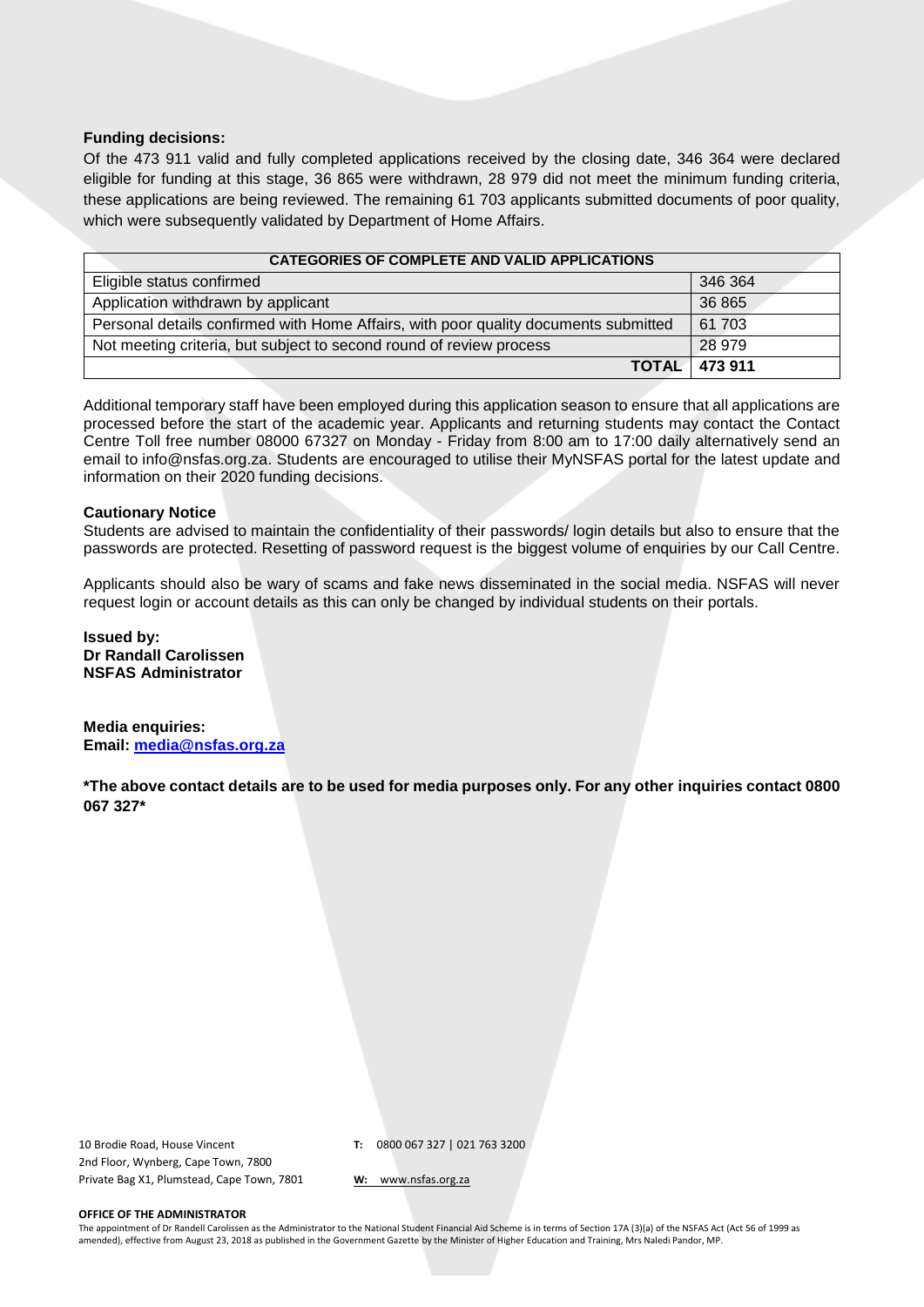**Funding decisions:**

Of the 473 911 valid and fully completed applications received by the closing date, 346 364 were declared eligible for funding at this stage, 36 865 were withdrawn, 28 979 did not meet the minimum funding criteria, these applications are being reviewed. The remaining 61 703 applicants submitted documents of poor quality, which were subsequently validated by Department of Home Affairs.

| CATEGORIES OF COMPLETE AND VALID APPLICATIONS | |
|---|---|
| Eligible status confirmed | 346 364 |
| Application withdrawn by applicant | 36 865 |
| Personal details confirmed with Home Affairs, with poor quality documents submitted | 61 703 |
| Not meeting criteria, but subject to second round of review process | 28 979 |
| **TOTAL** | **473 911** |

Additional temporary staff have been employed during this application season to ensure that all applications are processed before the start of the academic year. Applicants and returning students may contact the Contact Centre Toll free number 08000 67327 on Monday - Friday from 8:00 am to 17:00 daily alternatively send an email to info@nsfas.org.za. Students are encouraged to utilise their MyNSFAS portal for the latest update and information on their 2020 funding decisions.

**Cautionary Notice**

Students are advised to maintain the confidentiality of their passwords/ login details but also to ensure that the passwords are protected. Resetting of password request is the biggest volume of enquiries by our Call Centre.

Applicants should also be wary of scams and fake news disseminated in the social media. NSFAS will never request login or account details as this can only be changed by individual students on their portals.

**Issued by:**
**Dr Randall Carolissen**
**NSFAS Administrator**

**Media enquiries:**
**Email: media@nsfas.org.za**

**\*The above contact details are to be used for media purposes only. For any other inquiries contact 0800 067 327\***

10 Brodie Road, House Vincent
2nd Floor, Wynberg, Cape Town, 7800
Private Bag X1, Plumstead, Cape Town, 7801

**T:** 0800 067 327 | 021 763 3200

**W:** www.nsfas.org.za

**OFFICE OF THE ADMINISTRATOR**

The appointment of Dr Randell Carolissen as the Administrator to the National Student Financial Aid Scheme is in terms of Section 17A (3)(a) of the NSFAS Act (Act 56 of 1999 as amended), effective from August 23, 2018 as published in the Government Gazette by the Minister of Higher Education and Training, Mrs Naledi Pandor, MP.